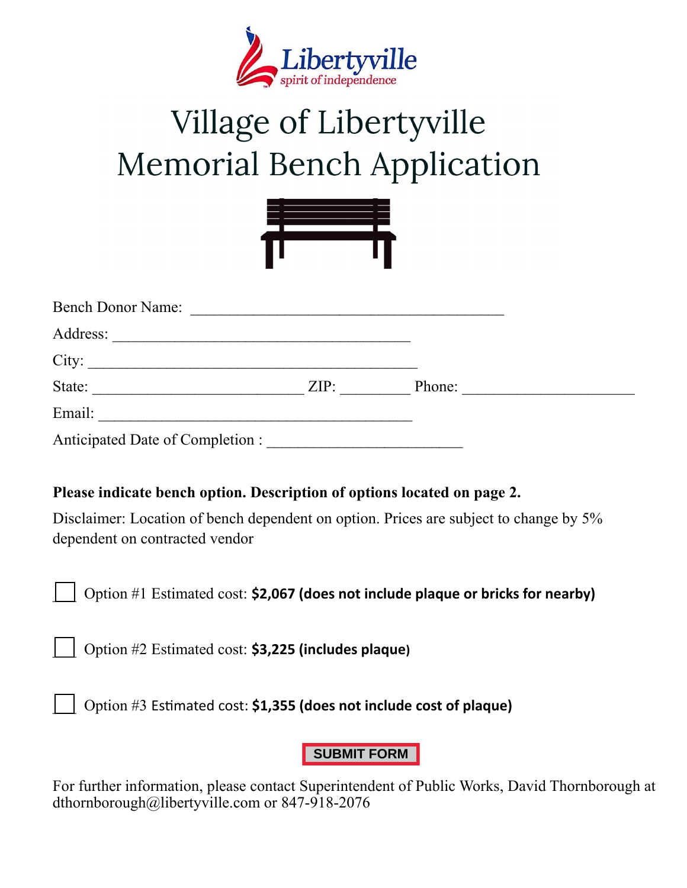Libertyville
spirit of independence

# Village of Libertyville
# Memorial Bench Application

Bench Donor Name: ________________________________________

Address: ______________________________________

City: ________________________________________

State: ___________________________ ZIP: _________ Phone: ______________________

Email: ________________________________________

Anticipated Date of Completion : _________________________

**Please indicate bench option. Description of options located on page 2.**

Disclaimer: Location of bench dependent on option. Prices are subject to change by 5% dependent on contracted vendor

☐ Option #1 Estimated cost: **$2,067 (does not include plaque or bricks for nearby)**

☐ Option #2 Estimated cost: **$3,225 (includes plaque)**

☐ Option #3 Estimated cost: **$1,355 (does not include cost of plaque)**

**SUBMIT FORM**

For further information, please contact Superintendent of Public Works, David Thornborough at dthornborough@libertyville.com or 847-918-2076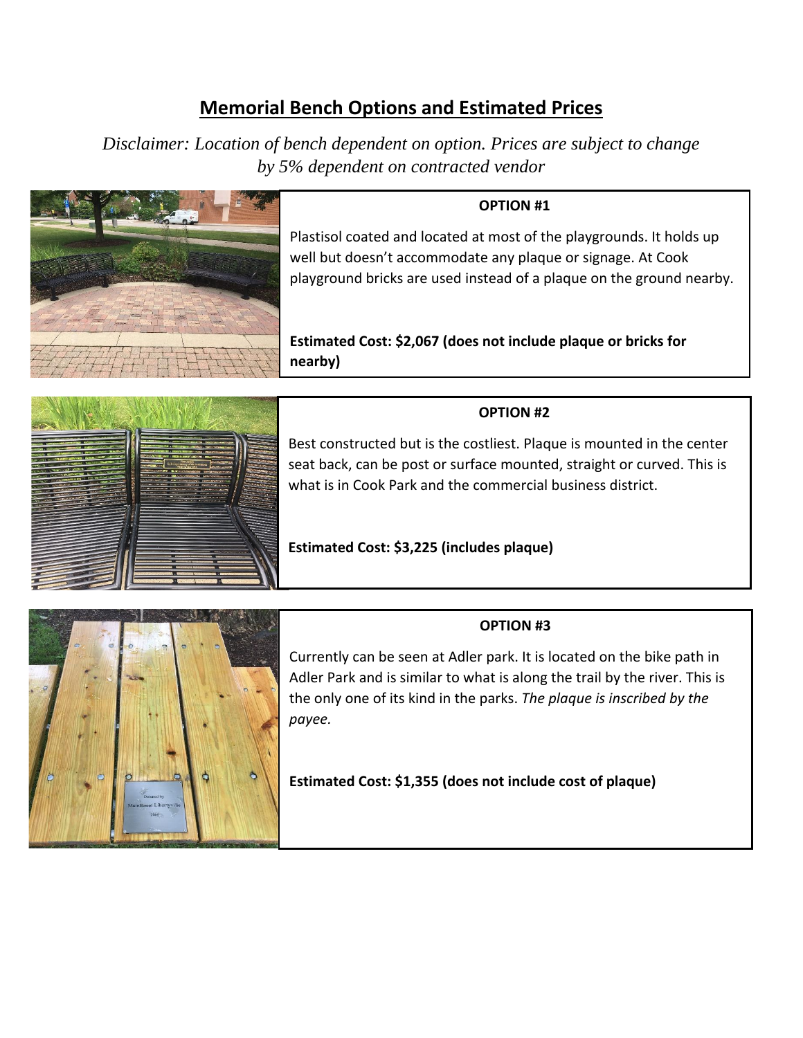# Memorial Bench Options and Estimated Prices

*Disclaimer: Location of bench dependent on option. Prices are subject to change by 5% dependent on contracted vendor*

**OPTION #1**

Plastisol coated and located at most of the playgrounds. It holds up well but doesn't accommodate any plaque or signage. At Cook playground bricks are used instead of a plaque on the ground nearby.

**Estimated Cost: $2,067 (does not include plaque or bricks for nearby)**

**OPTION #2**

Best constructed but is the costliest. Plaque is mounted in the center seat back, can be post or surface mounted, straight or curved. This is what is in Cook Park and the commercial business district.

**Estimated Cost: $3,225 (includes plaque)**

**OPTION #3**

Currently can be seen at Adler park. It is located on the bike path in Adler Park and is similar to what is along the trail by the river. This is the only one of its kind in the parks. *The plaque is inscribed by the payee.*

**Estimated Cost: $1,355 (does not include cost of plaque)**